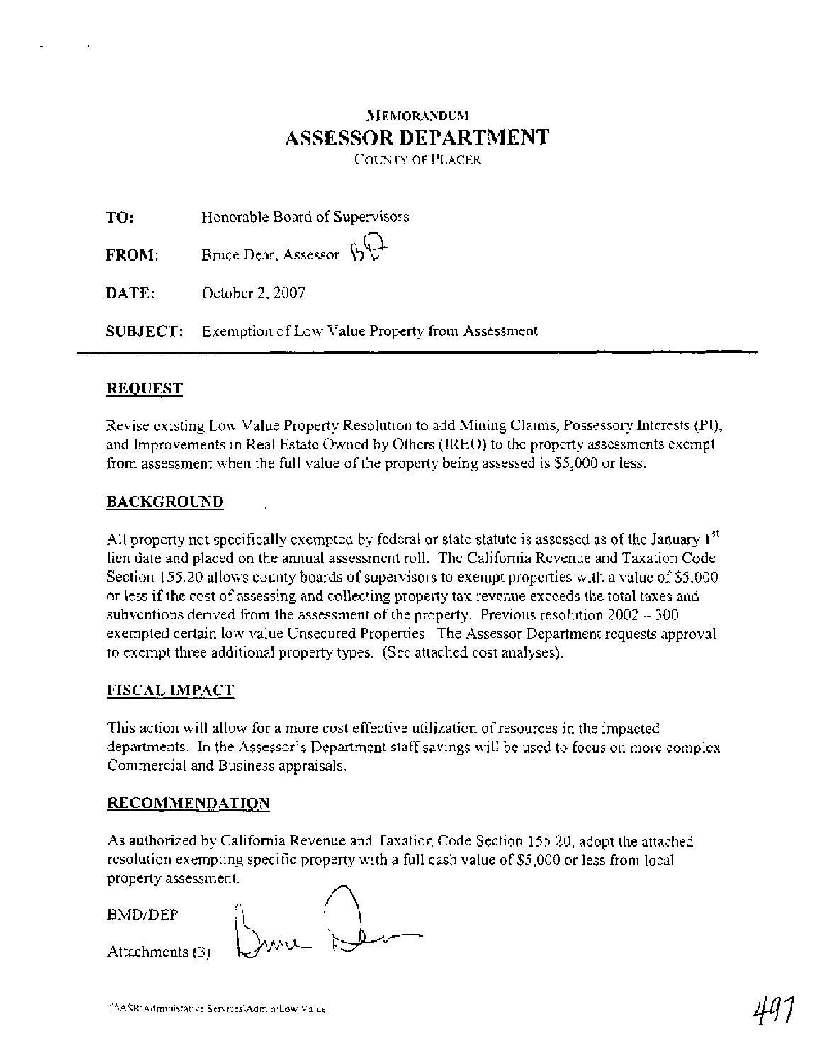MEMORANDUM

# ASSESSOR DEPARTMENT

COUNTY OF PLACER

**TO:** Honorable Board of Supervisors

**FROM:** Bruce Dear, Assessor

**DATE:** October 2, 2007

**SUBJECT:** Exemption of Low Value Property from Assessment

---

## REQUEST

Revise existing Low Value Property Resolution to add Mining Claims, Possessory Interests (PI), and Improvements in Real Estate Owned by Others (IREO) to the property assessments exempt from assessment when the full value of the property being assessed is $5,000 or less.

## BACKGROUND

All property not specifically exempted by federal or state statute is assessed as of the January 1st lien date and placed on the annual assessment roll. The California Revenue and Taxation Code Section 155.20 allows county boards of supervisors to exempt properties with a value of $5,000 or less if the cost of assessing and collecting property tax revenue exceeds the total taxes and subventions derived from the assessment of the property. Previous resolution 2002 -- 300 exempted certain low value Unsecured Properties. The Assessor Department requests approval to exempt three additional property types. (See attached cost analyses).

## FISCAL IMPACT

This action will allow for a more cost effective utilization of resources in the impacted departments. In the Assessor's Department staff savings will be used to focus on more complex Commercial and Business appraisals.

## RECOMMENDATION

As authorized by California Revenue and Taxation Code Section 155.20, adopt the attached resolution exempting specific property with a full cash value of $5,000 or less from local property assessment.

BMD/DEP

Attachments (3)

T:\ASR\Administrative Services\Admin\Low Value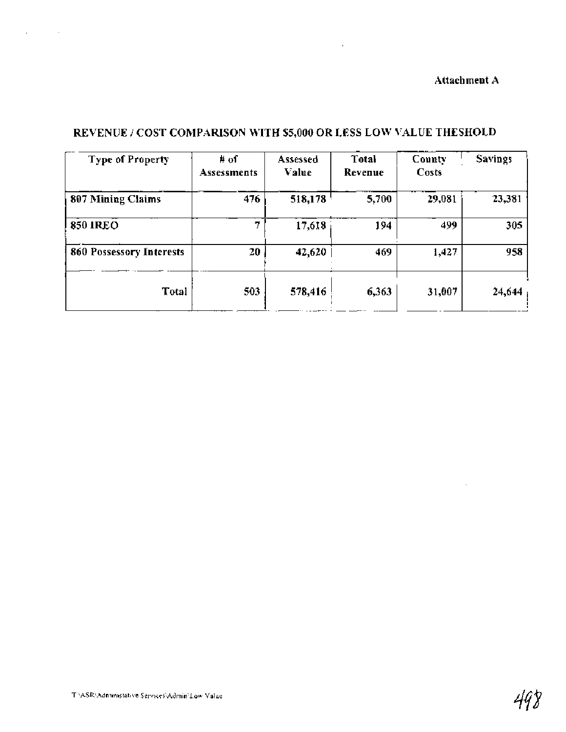Attachment A

## REVENUE / COST COMPARISON WITH $5,000 OR LESS LOW VALUE THESHOLD

| Type of Property | # of Assessments | Assessed Value | Total Revenue | County Costs | Savings |
|---|---|---|---|---|---|
| **807 Mining Claims** | 476 | 518,178 | 5,700 | 29,081 | 23,381 |
| **850 IREO** | 7 | 17,618 | 194 | 499 | 305 |
| **860 Possessory Interests** | 20 | 42,620 | 469 | 1,427 | 958 |
| Total | 503 | 578,416 | 6,363 | 31,007 | 24,644 |

T:\ASR\Administative Services\Admin\Low Value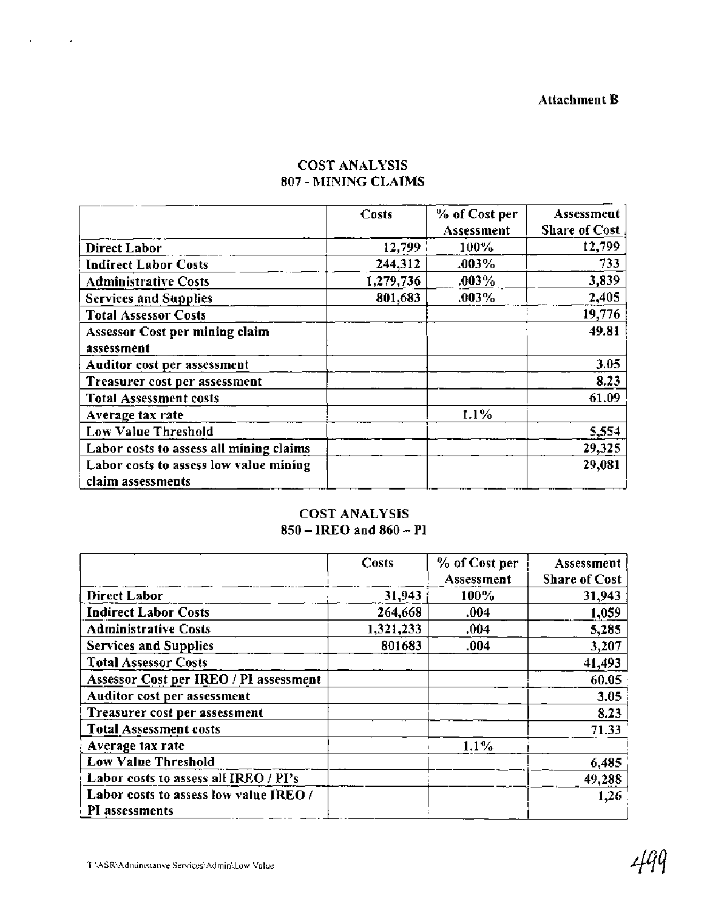Attachment B

## COST ANALYSIS
## 807 - MINING CLAIMS

| | Costs | % of Cost per Assessment | Assessment Share of Cost |
|---|---|---|---|
| **Direct Labor** | 12,799 | 100% | 12,799 |
| **Indirect Labor Costs** | 244,312 | .003% | 733 |
| **Administrative Costs** | 1,279,736 | .003% | 3,839 |
| **Services and Supplies** | 801,683 | .003% | 2,405 |
| **Total Assessor Costs** | | | 19,776 |
| **Assessor Cost per mining claim assessment** | | | 49.81 |
| **Auditor cost per assessment** | | | 3.05 |
| **Treasurer cost per assessment** | | | 8.23 |
| **Total Assessment costs** | | | 61.09 |
| **Average tax rate** | | 1.1% | |
| **Low Value Threshold** | | | 5,554 |
| **Labor costs to assess all mining claims** | | | 29,325 |
| **Labor costs to assess low value mining claim assessments** | | | 29,081 |

## COST ANALYSIS
## 850 – IREO and 860 – PI

| | Costs | % of Cost per Assessment | Assessment Share of Cost |
|---|---|---|---|
| **Direct Labor** | 31,943 | 100% | 31,943 |
| **Indirect Labor Costs** | 264,668 | .004 | 1,059 |
| **Administrative Costs** | 1,321,233 | .004 | 5,285 |
| **Services and Supplies** | 801683 | .004 | 3,207 |
| **Total Assessor Costs** | | | 41,493 |
| **Assessor Cost per IREO / PI assessment** | | | 60.05 |
| **Auditor cost per assessment** | | | 3.05 |
| **Treasurer cost per assessment** | | | 8.23 |
| **Total Assessment costs** | | | 71.33 |
| **Average tax rate** | | 1.1% | |
| **Low Value Threshold** | | | 6,485 |
| **Labor costs to assess all IREO / PI's** | | | 49,288 |
| **Labor costs to assess low value IREO / PI assessments** | | | 1,26 |

T:\ASR\Administrative Services\Admin\Low Value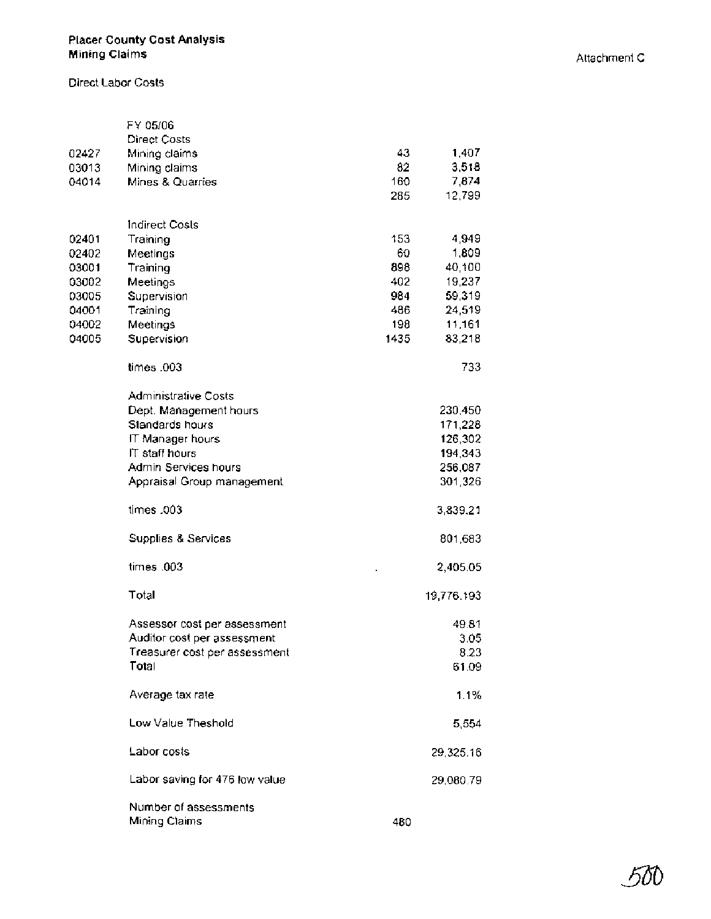**Placer County Cost Analysis**
**Mining Claims**

Attachment C

Direct Labor Costs

| | | | |
|---|---|---|---|
| | FY 05/06 | | |
| | Direct Costs | | |
| 02427 | Mining claims | 43 | 1,407 |
| 03013 | Mining claims | 82 | 3,518 |
| 04014 | Mines & Quarries | 160 | 7,874 |
| | | 285 | 12,799 |
| | Indirect Costs | | |
| 02401 | Training | 153 | 4,949 |
| 02402 | Meetings | 60 | 1,809 |
| 03001 | Training | 898 | 40,100 |
| 03002 | Meetings | 402 | 19,237 |
| 03005 | Supervision | 984 | 59,319 |
| 04001 | Training | 486 | 24,519 |
| 04002 | Meetings | 198 | 11,161 |
| 04005 | Supervision | 1435 | 83,218 |
| | times .003 | | 733 |
| | Administrative Costs | | |
| | Dept. Management hours | | 230,450 |
| | Standards hours | | 171,228 |
| | IT Manager hours | | 126,302 |
| | IT staff hours | | 194,343 |
| | Admin Services hours | | 256,087 |
| | Appraisal Group management | | 301,326 |
| | times .003 | | 3,839.21 |
| | Supplies & Services | | 801,683 |
| | times .003 | | 2,405.05 |
| | Total | | 19,776.193 |
| | Assessor cost per assessment | | 49.81 |
| | Auditor cost per assessment | | 3.05 |
| | Treasurer cost per assessment | | 8.23 |
| | Total | | 61.09 |
| | Average tax rate | | 1.1% |
| | Low Value Theshold | | 5,554 |
| | Labor costs | | 29,325.16 |
| | Labor saving for 476 low value | | 29,080.79 |
| | Number of assessments | | |
| | Mining Claims | 480 | |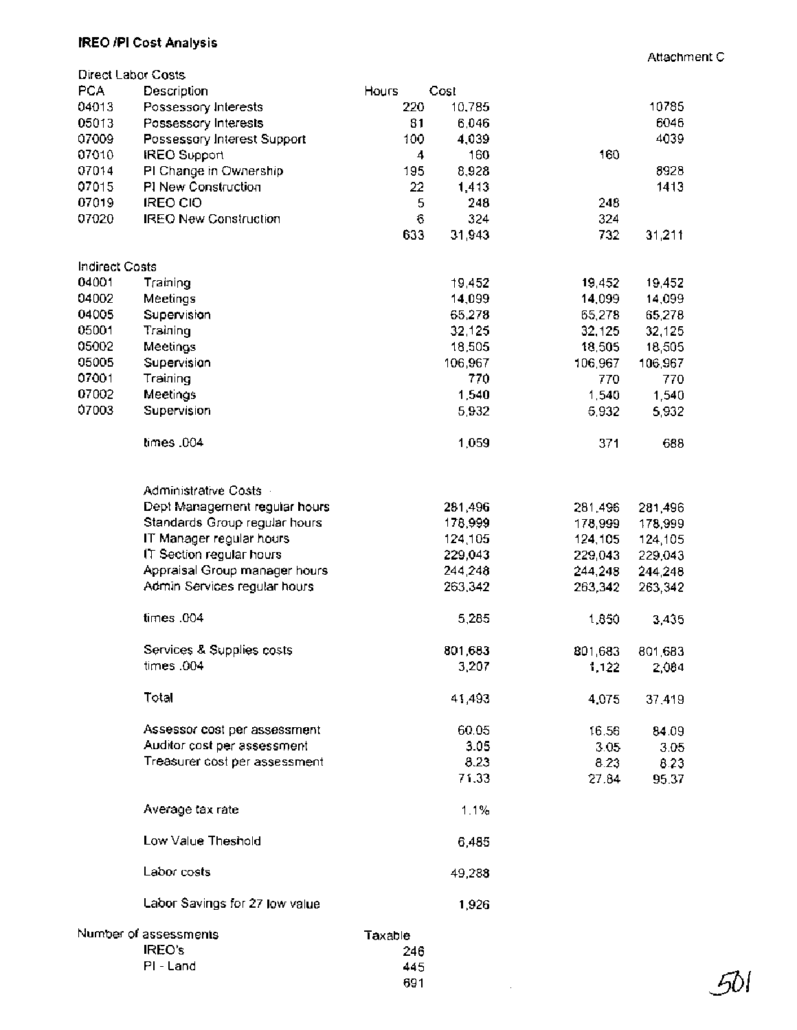**IREO /PI Cost Analysis**

Attachment C

| | | Hours | Cost | | |
|---|---|---|---|---|---|
| **Direct Labor Costs** | | | | | |
| PCA | Description | Hours | Cost | | |
| 04013 | Possessory Interests | 220 | 10,785 | | 10785 |
| 05013 | Possessory Interests | 81 | 6,046 | | 6046 |
| 07009 | Possessory Interest Support | 100 | 4,039 | | 4039 |
| 07010 | IREO Support | 4 | 160 | 160 | |
| 07014 | PI Change in Ownership | 195 | 8,928 | | 8928 |
| 07015 | PI New Construction | 22 | 1,413 | | 1413 |
| 07019 | IREO CIO | 5 | 248 | 248 | |
| 07020 | IREO New Construction | 6 | 324 | 324 | |
| | | 633 | 31,943 | 732 | 31,211 |
| **Indirect Costs** | | | | | |
| 04001 | Training | | 19,452 | 19,452 | 19,452 |
| 04002 | Meetings | | 14,099 | 14,099 | 14,099 |
| 04005 | Supervision | | 65,278 | 65,278 | 65,278 |
| 05001 | Training | | 32,125 | 32,125 | 32,125 |
| 05002 | Meetings | | 18,505 | 18,505 | 18,505 |
| 05005 | Supervision | | 106,967 | 106,967 | 106,967 |
| 07001 | Training | | 770 | 770 | 770 |
| 07002 | Meetings | | 1,540 | 1,540 | 1,540 |
| 07003 | Supervision | | 5,932 | 5,932 | 5,932 |
| | times .004 | | 1,059 | 371 | 688 |
| | Administrative Costs | | | | |
| | Dept Management regular hours | | 281,496 | 281,496 | 281,496 |
| | Standards Group regular hours | | 178,999 | 178,999 | 178,999 |
| | IT Manager regular hours | | 124,105 | 124,105 | 124,105 |
| | IT Section regular hours | | 229,043 | 229,043 | 229,043 |
| | Appraisal Group manager hours | | 244,248 | 244,248 | 244,248 |
| | Admin Services regular hours | | 263,342 | 263,342 | 263,342 |
| | times .004 | | 5,285 | 1,850 | 3,435 |
| | Services & Supplies costs | | 801,683 | 801,683 | 801,683 |
| | times .004 | | 3,207 | 1,122 | 2,084 |
| | Total | | 41,493 | 4,075 | 37,419 |
| | Assessor cost per assessment | | 60.05 | 16.56 | 84.09 |
| | Auditor cost per assessment | | 3.05 | 3.05 | 3.05 |
| | Treasurer cost per assessment | | 8.23 | 8.23 | 8.23 |
| | | | 71.33 | 27.84 | 95.37 |
| | Average tax rate | | 1.1% | | |
| | Low Value Theshold | | 6,485 | | |
| | Labor costs | | 49,288 | | |
| | Labor Savings for 27 low value | | 1,926 | | |

| Number of assessments | Taxable |
|---|---|
| IREO's | 246 |
| PI - Land | 445 |
| | 691 |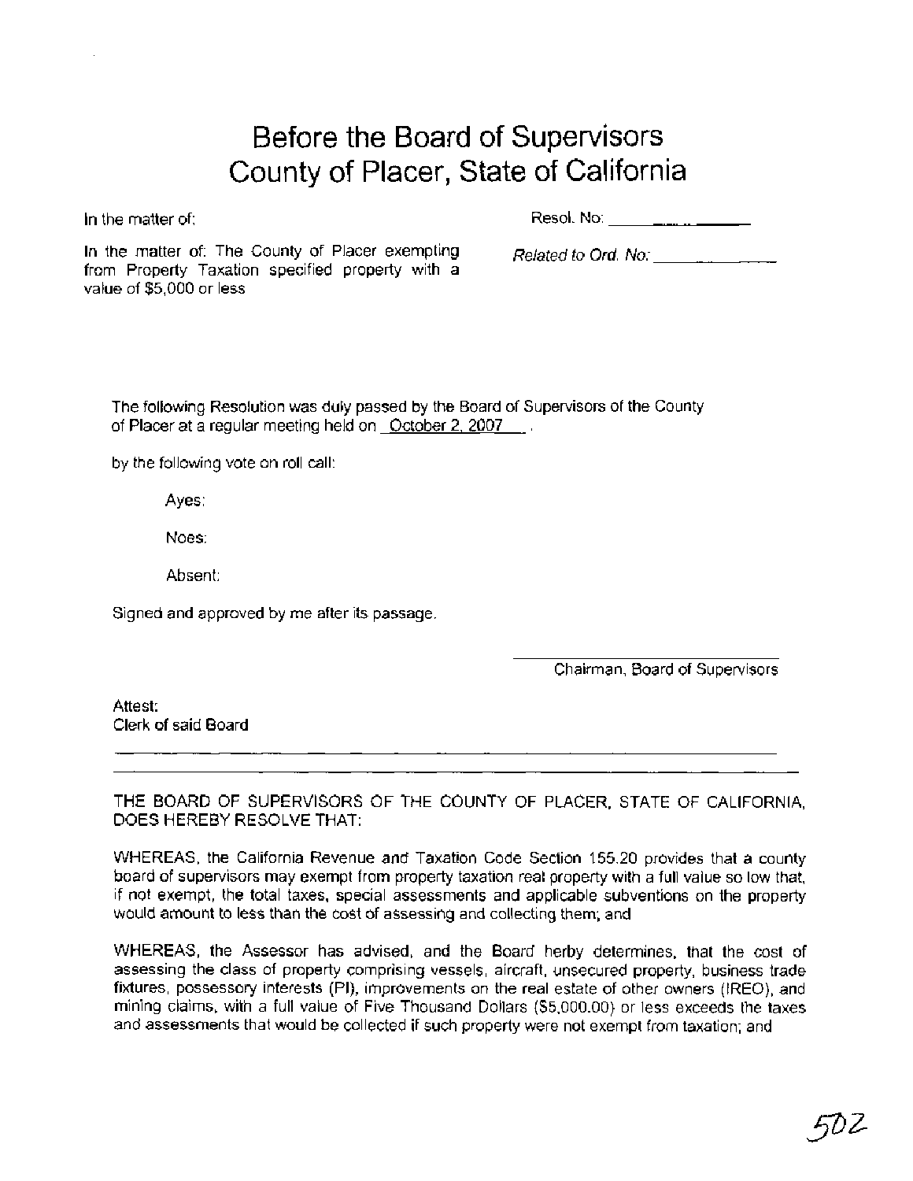# Before the Board of Supervisors County of Placer, State of California

In the matter of:

Resol. No: ______________

In the matter of: The County of Placer exempting from Property Taxation specified property with a value of $5,000 or less

*Related to Ord. No:* ______________

The following Resolution was duly passed by the Board of Supervisors of the County of Placer at a regular meeting held on October 2, 2007 .

by the following vote on roll call:

Ayes:

Noes:

Absent:

Signed and approved by me after its passage.

______________________
Chairman, Board of Supervisors

Attest:
Clerk of said Board

______________________

THE BOARD OF SUPERVISORS OF THE COUNTY OF PLACER, STATE OF CALIFORNIA, DOES HEREBY RESOLVE THAT:

WHEREAS, the California Revenue and Taxation Code Section 155.20 provides that a county board of supervisors may exempt from property taxation real property with a full value so low that, if not exempt, the total taxes, special assessments and applicable subventions on the property would amount to less than the cost of assessing and collecting them; and

WHEREAS, the Assessor has advised, and the Board herby determines, that the cost of assessing the class of property comprising vessels, aircraft, unsecured property, business trade fixtures, possessory interests (PI), improvements on the real estate of other owners (IREO), and mining claims, with a full value of Five Thousand Dollars ($5,000.00) or less exceeds the taxes and assessments that would be collected if such property were not exempt from taxation; and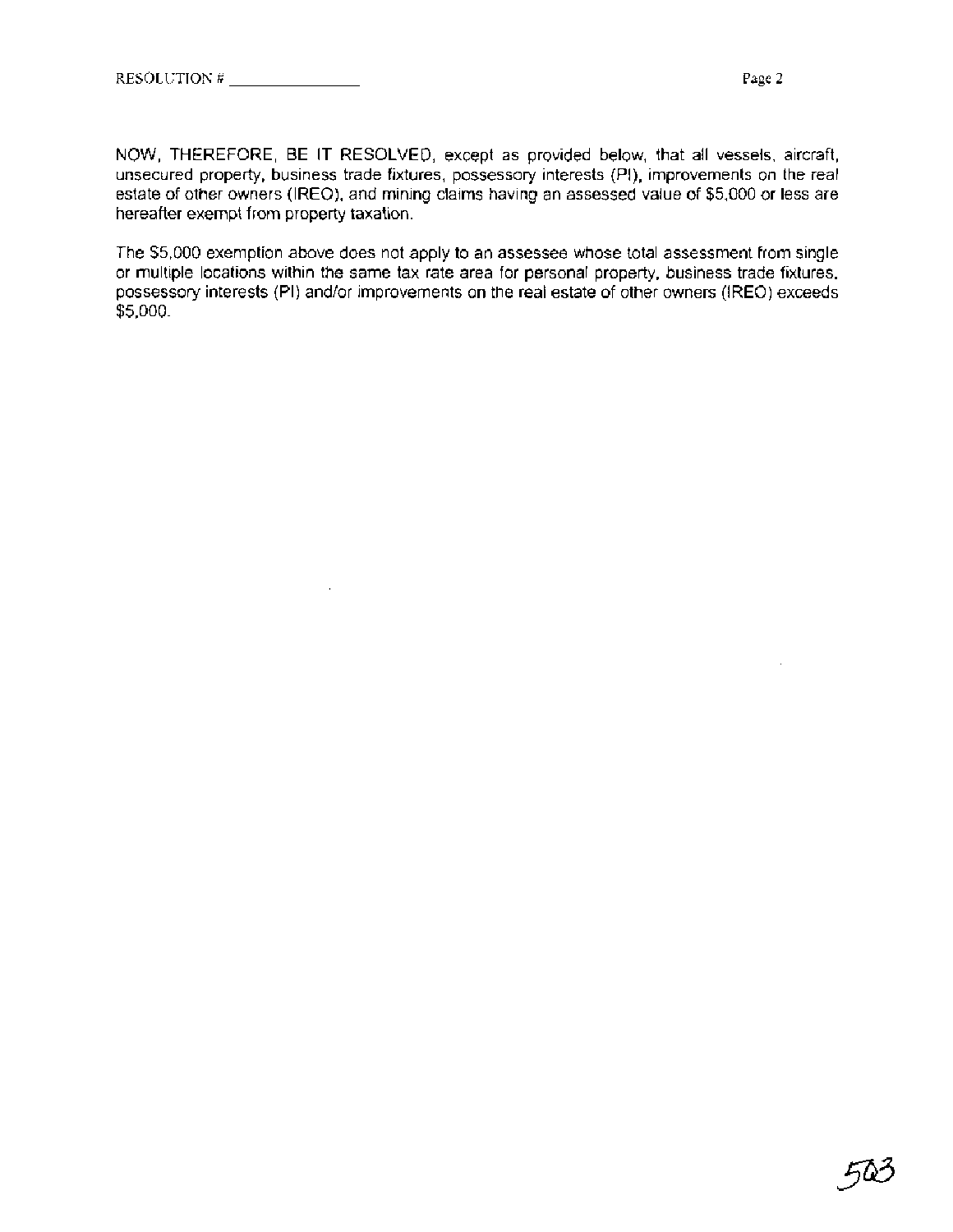NOW, THEREFORE, BE IT RESOLVED, except as provided below, that all vessels, aircraft, unsecured property, business trade fixtures, possessory interests (PI), improvements on the real estate of other owners (IREO), and mining claims having an assessed value of $5,000 or less are hereafter exempt from property taxation.

The $5,000 exemption above does not apply to an assessee whose total assessment from single or multiple locations within the same tax rate area for personal property, business trade fixtures, possessory interests (PI) and/or improvements on the real estate of other owners (IREO) exceeds $5,000.